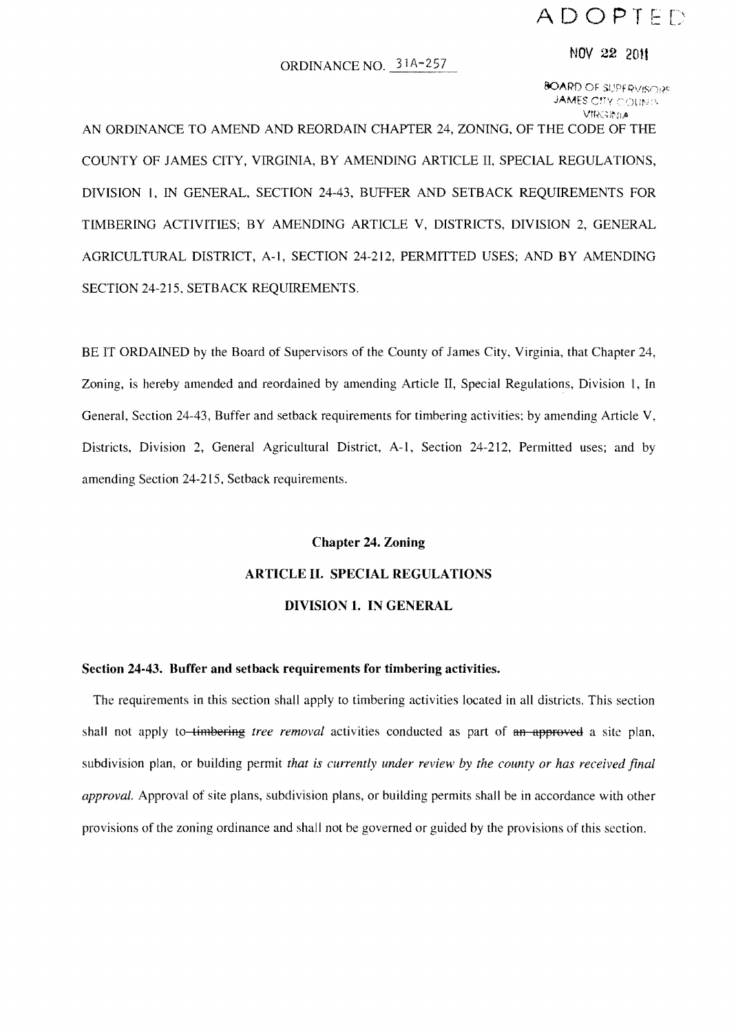ADOPTED

NOV 22 2011

BOARD OF SUPERVISORS
JAMES CITY COUNTY
VIRGINIA

ORDINANCE NO. 31A-257

AN ORDINANCE TO AMEND AND REORDAIN CHAPTER 24, ZONING, OF THE CODE OF THE COUNTY OF JAMES CITY, VIRGINIA, BY AMENDING ARTICLE II, SPECIAL REGULATIONS, DIVISION 1, IN GENERAL, SECTION 24-43, BUFFER AND SETBACK REQUIREMENTS FOR TIMBERING ACTIVITIES; BY AMENDING ARTICLE V, DISTRICTS, DIVISION 2, GENERAL AGRICULTURAL DISTRICT, A-1, SECTION 24-212, PERMITTED USES; AND BY AMENDING SECTION 24-215, SETBACK REQUIREMENTS.

BE IT ORDAINED by the Board of Supervisors of the County of James City, Virginia, that Chapter 24, Zoning, is hereby amended and reordained by amending Article II, Special Regulations, Division 1, In General, Section 24-43, Buffer and setback requirements for timbering activities; by amending Article V, Districts, Division 2, General Agricultural District, A-1, Section 24-212, Permitted uses; and by amending Section 24-215, Setback requirements.

## Chapter 24. Zoning

## ARTICLE II. SPECIAL REGULATIONS

## DIVISION 1. IN GENERAL

### Section 24-43. Buffer and setback requirements for timbering activities.

The requirements in this section shall apply to timbering activities located in all districts. This section shall not apply to ~~timbering~~ *tree removal* activities conducted as part of ~~an approved~~ a site plan, subdivision plan, or building permit *that is currently under review by the county or has received final approval.* Approval of site plans, subdivision plans, or building permits shall be in accordance with other provisions of the zoning ordinance and shall not be governed or guided by the provisions of this section.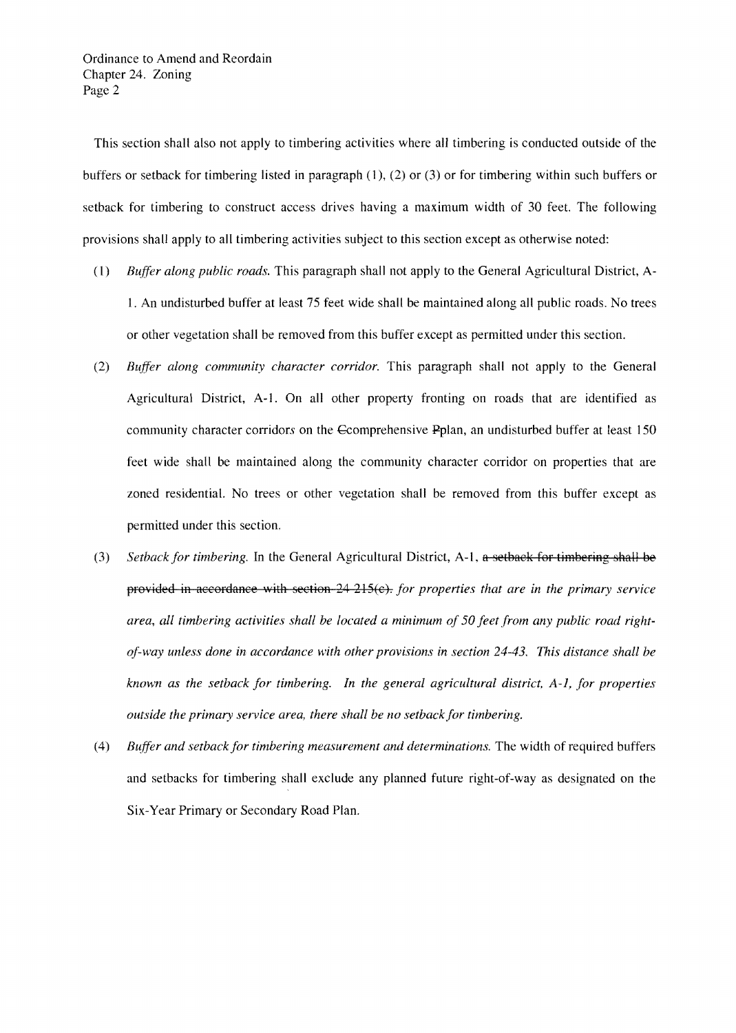This section shall also not apply to timbering activities where all timbering is conducted outside of the buffers or setback for timbering listed in paragraph (1), (2) or (3) or for timbering within such buffers or setback for timbering to construct access drives having a maximum width of 30 feet. The following provisions shall apply to all timbering activities subject to this section except as otherwise noted:

(1) *Buffer along public roads.* This paragraph shall not apply to the General Agricultural District, A-1. An undisturbed buffer at least 75 feet wide shall be maintained along all public roads. No trees or other vegetation shall be removed from this buffer except as permitted under this section.

(2) *Buffer along community character corridor.* This paragraph shall not apply to the General Agricultural District, A-1. On all other property fronting on roads that are identified as community character corridor*s* on the ~~C~~comprehensive ~~P~~plan, an undisturbed buffer at least 150 feet wide shall be maintained along the community character corridor on properties that are zoned residential. No trees or other vegetation shall be removed from this buffer except as permitted under this section.

(3) *Setback for timbering.* In the General Agricultural District, A-1, ~~a setback for timbering shall be provided in accordance with section 24-215(c).~~ *for properties that are in the primary service area, all timbering activities shall be located a minimum of 50 feet from any public road right-of-way unless done in accordance with other provisions in section 24-43. This distance shall be known as the setback for timbering. In the general agricultural district, A-1, for properties outside the primary service area, there shall be no setback for timbering.*

(4) *Buffer and setback for timbering measurement and determinations.* The width of required buffers and setbacks for timbering shall exclude any planned future right-of-way as designated on the Six-Year Primary or Secondary Road Plan.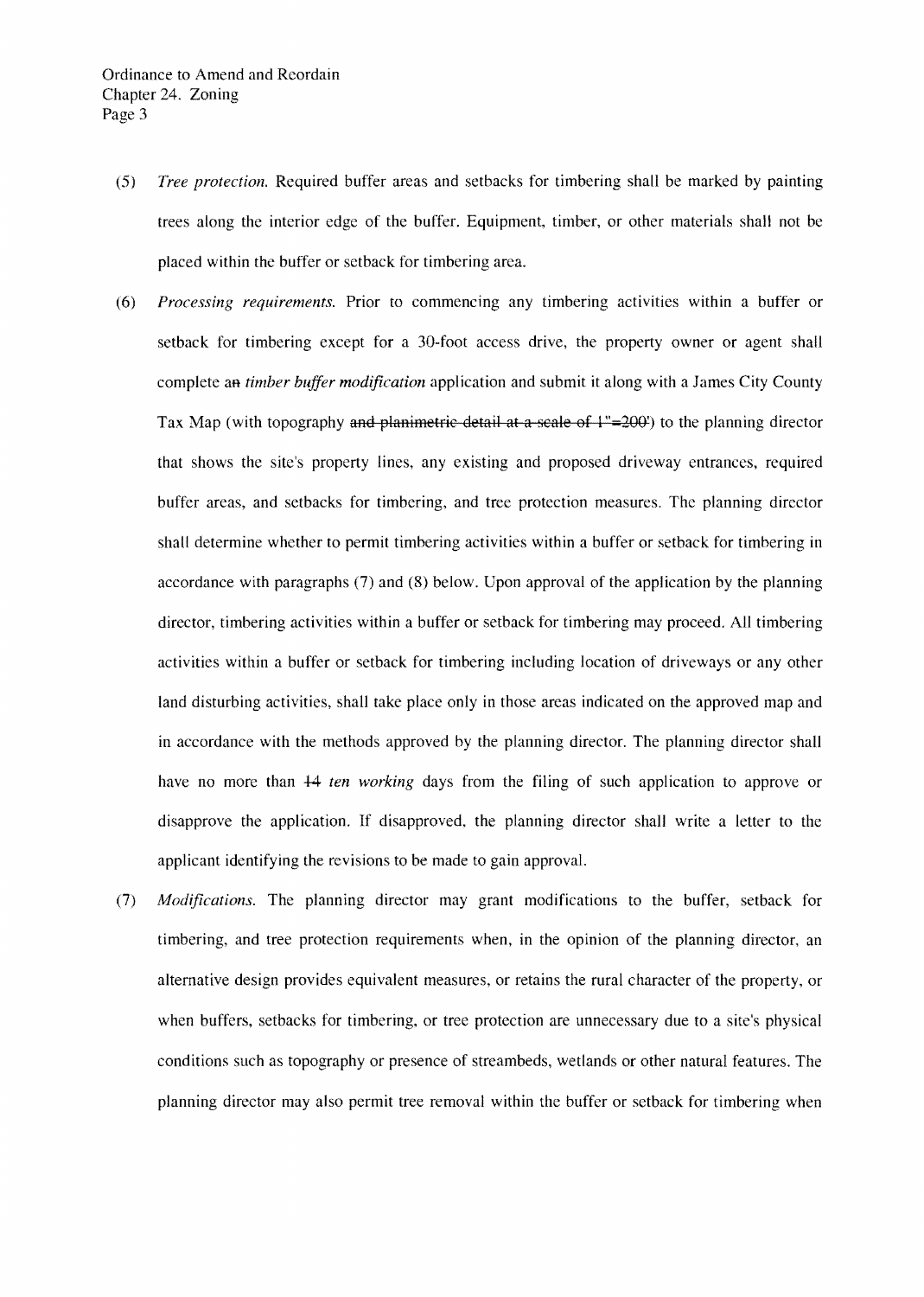(5) *Tree protection.* Required buffer areas and setbacks for timbering shall be marked by painting trees along the interior edge of the buffer. Equipment, timber, or other materials shall not be placed within the buffer or setback for timbering area.

(6) *Processing requirements.* Prior to commencing any timbering activities within a buffer or setback for timbering except for a 30-foot access drive, the property owner or agent shall complete a~~n~~ *timber buffer modification* application and submit it along with a James City County Tax Map (with topography ~~and planimetric detail at a scale of 1"=200'~~) to the planning director that shows the site's property lines, any existing and proposed driveway entrances, required buffer areas, and setbacks for timbering, and tree protection measures. The planning director shall determine whether to permit timbering activities within a buffer or setback for timbering in accordance with paragraphs (7) and (8) below. Upon approval of the application by the planning director, timbering activities within a buffer or setback for timbering may proceed. All timbering activities within a buffer or setback for timbering including location of driveways or any other land disturbing activities, shall take place only in those areas indicated on the approved map and in accordance with the methods approved by the planning director. The planning director shall have no more than ~~14~~ *ten working* days from the filing of such application to approve or disapprove the application. If disapproved, the planning director shall write a letter to the applicant identifying the revisions to be made to gain approval.

(7) *Modifications.* The planning director may grant modifications to the buffer, setback for timbering, and tree protection requirements when, in the opinion of the planning director, an alternative design provides equivalent measures, or retains the rural character of the property, or when buffers, setbacks for timbering, or tree protection are unnecessary due to a site's physical conditions such as topography or presence of streambeds, wetlands or other natural features. The planning director may also permit tree removal within the buffer or setback for timbering when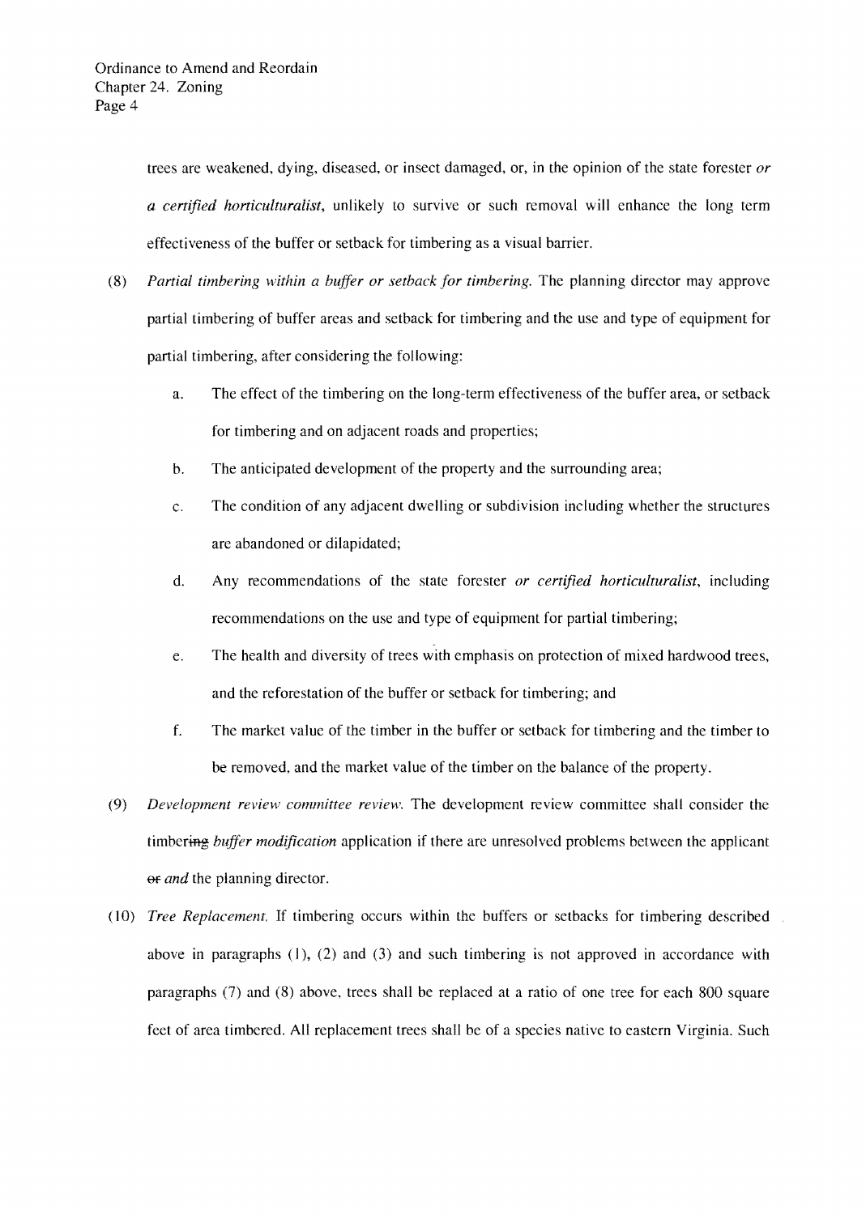trees are weakened, dying, diseased, or insect damaged, or, in the opinion of the state forester *or a certified horticulturalist*, unlikely to survive or such removal will enhance the long term effectiveness of the buffer or setback for timbering as a visual barrier.

(8) *Partial timbering within a buffer or setback for timbering.* The planning director may approve partial timbering of buffer areas and setback for timbering and the use and type of equipment for partial timbering, after considering the following:

   a. The effect of the timbering on the long-term effectiveness of the buffer area, or setback for timbering and on adjacent roads and properties;

   b. The anticipated development of the property and the surrounding area;

   c. The condition of any adjacent dwelling or subdivision including whether the structures are abandoned or dilapidated;

   d. Any recommendations of the state forester *or certified horticulturalist*, including recommendations on the use and type of equipment for partial timbering;

   e. The health and diversity of trees with emphasis on protection of mixed hardwood trees, and the reforestation of the buffer or setback for timbering; and

   f. The market value of the timber in the buffer or setback for timbering and the timber to be removed, and the market value of the timber on the balance of the property.

(9) *Development review committee review.* The development review committee shall consider the timber~~ing~~ *buffer modification* application if there are unresolved problems between the applicant ~~or~~ *and* the planning director.

(10) *Tree Replacement.* If timbering occurs within the buffers or setbacks for timbering described above in paragraphs (1), (2) and (3) and such timbering is not approved in accordance with paragraphs (7) and (8) above, trees shall be replaced at a ratio of one tree for each 800 square feet of area timbered. All replacement trees shall be of a species native to eastern Virginia. Such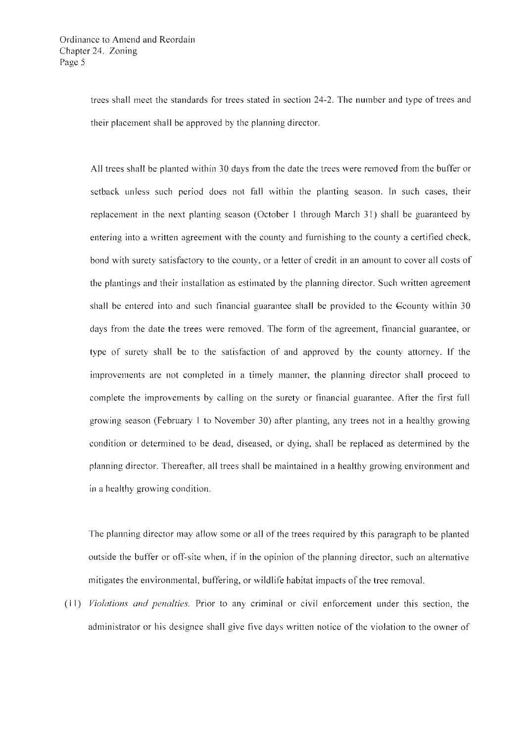trees shall meet the standards for trees stated in section 24-2. The number and type of trees and their placement shall be approved by the planning director.

All trees shall be planted within 30 days from the date the trees were removed from the buffer or setback unless such period does not fall within the planting season. In such cases, their replacement in the next planting season (October 1 through March 31) shall be guaranteed by entering into a written agreement with the county and furnishing to the county a certified check, bond with surety satisfactory to the county, or a letter of credit in an amount to cover all costs of the plantings and their installation as estimated by the planning director. Such written agreement shall be entered into and such financial guarantee shall be provided to the ~~C~~county within 30 days from the date the trees were removed. The form of the agreement, financial guarantee, or type of surety shall be to the satisfaction of and approved by the county attorney. If the improvements are not completed in a timely manner, the planning director shall proceed to complete the improvements by calling on the surety or financial guarantee. After the first full growing season (February 1 to November 30) after planting, any trees not in a healthy growing condition or determined to be dead, diseased, or dying, shall be replaced as determined by the planning director. Thereafter, all trees shall be maintained in a healthy growing environment and in a healthy growing condition.

The planning director may allow some or all of the trees required by this paragraph to be planted outside the buffer or off-site when, if in the opinion of the planning director, such an alternative mitigates the environmental, buffering, or wildlife habitat impacts of the tree removal.

(11) *Violations and penalties.* Prior to any criminal or civil enforcement under this section, the administrator or his designee shall give five days written notice of the violation to the owner of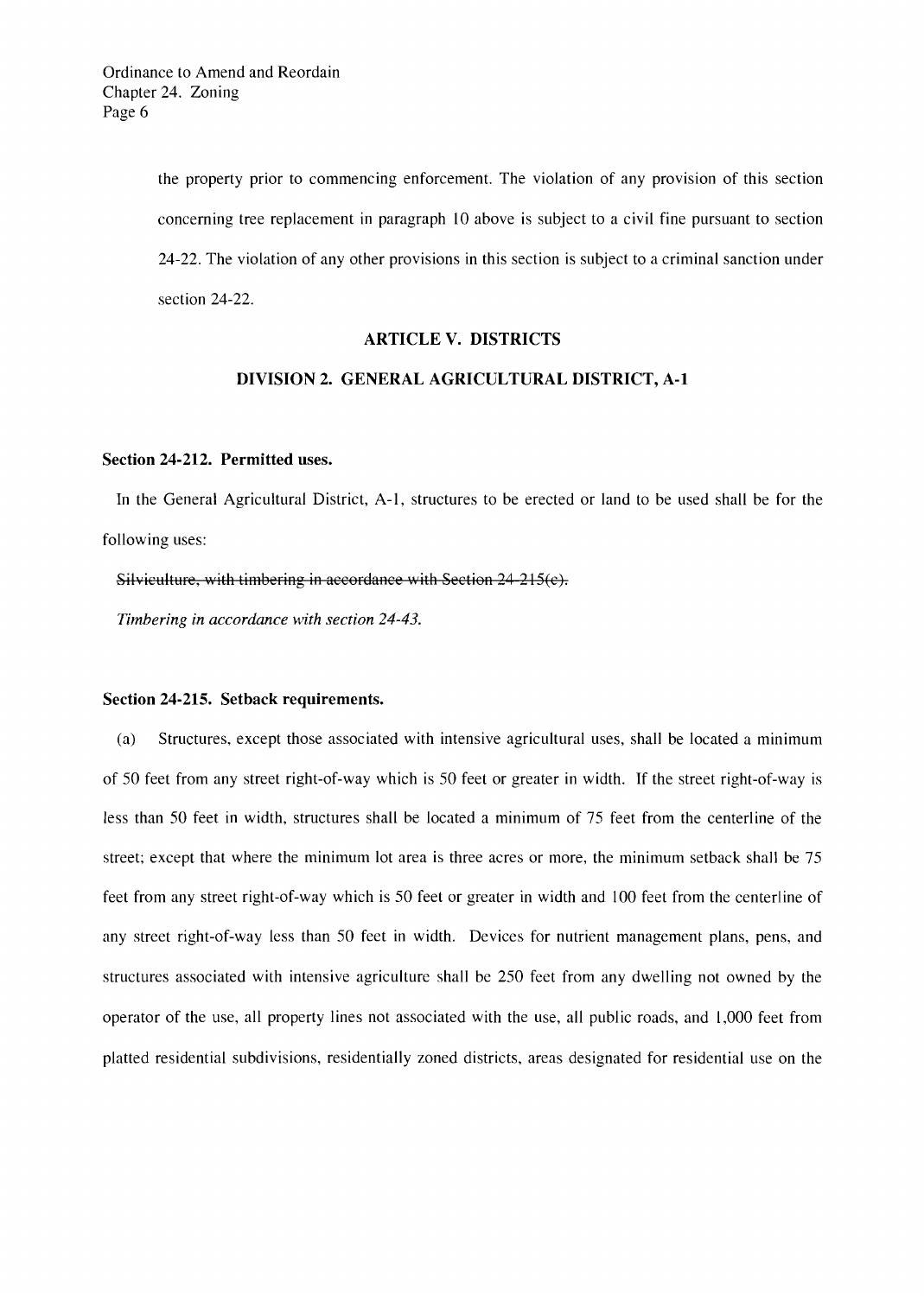the property prior to commencing enforcement. The violation of any provision of this section concerning tree replacement in paragraph 10 above is subject to a civil fine pursuant to section 24-22. The violation of any other provisions in this section is subject to a criminal sanction under section 24-22.

## ARTICLE V. DISTRICTS

### DIVISION 2. GENERAL AGRICULTURAL DISTRICT, A-1

**Section 24-212. Permitted uses.**

In the General Agricultural District, A-1, structures to be erected or land to be used shall be for the following uses:

~~Silviculture, with timbering in accordance with Section 24-215(c).~~

*Timbering in accordance with section 24-43.*

**Section 24-215. Setback requirements.**

(a) Structures, except those associated with intensive agricultural uses, shall be located a minimum of 50 feet from any street right-of-way which is 50 feet or greater in width. If the street right-of-way is less than 50 feet in width, structures shall be located a minimum of 75 feet from the centerline of the street; except that where the minimum lot area is three acres or more, the minimum setback shall be 75 feet from any street right-of-way which is 50 feet or greater in width and 100 feet from the centerline of any street right-of-way less than 50 feet in width. Devices for nutrient management plans, pens, and structures associated with intensive agriculture shall be 250 feet from any dwelling not owned by the operator of the use, all property lines not associated with the use, all public roads, and 1,000 feet from platted residential subdivisions, residentially zoned districts, areas designated for residential use on the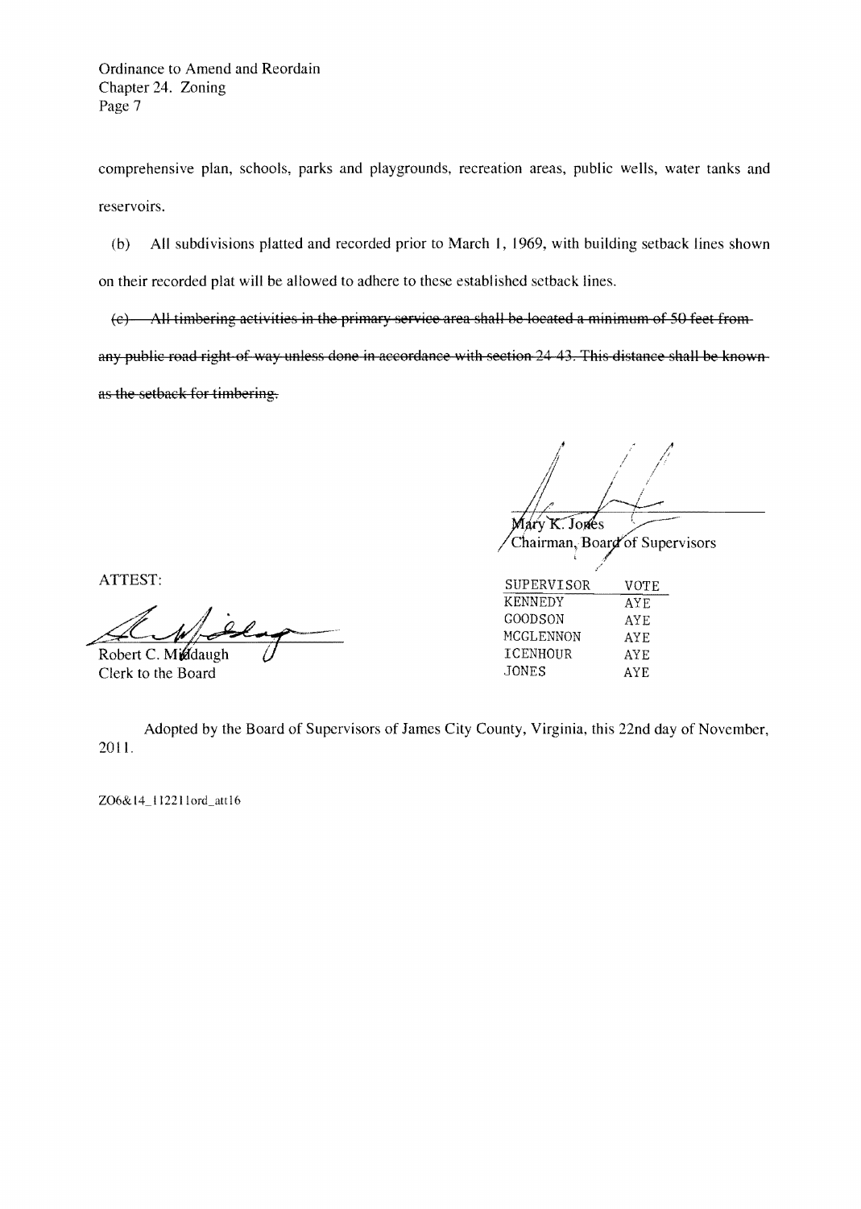comprehensive plan, schools, parks and playgrounds, recreation areas, public wells, water tanks and reservoirs.

(b) All subdivisions platted and recorded prior to March 1, 1969, with building setback lines shown on their recorded plat will be allowed to adhere to these established setback lines.

~~(c) All timbering activities in the primary service area shall be located a minimum of 50 feet from any public road right-of-way unless done in accordance with section 24-43. This distance shall be known as the setback for timbering.~~

Mary K. Jones
Chairman, Board of Supervisors

ATTEST:

Robert C. Middaugh
Clerk to the Board

| SUPERVISOR | VOTE |
|---|---|
| KENNEDY | AYE |
| GOODSON | AYE |
| MCGLENNON | AYE |
| ICENHOUR | AYE |
| JONES | AYE |

Adopted by the Board of Supervisors of James City County, Virginia, this 22nd day of November, 2011.

ZO6&14_112211ord_att16